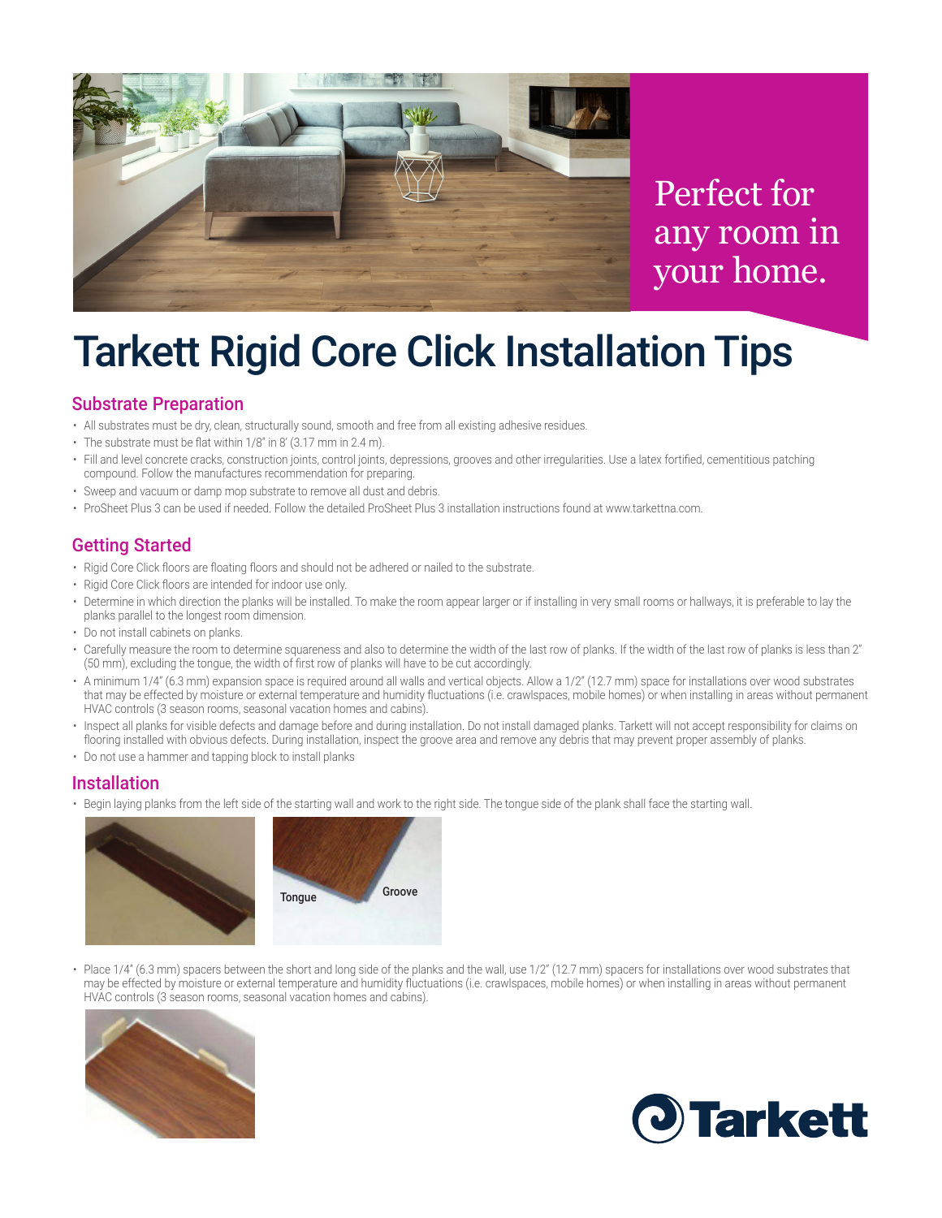Perfect for any room in your home.

# Tarkett Rigid Core Click Installation Tips

## Substrate Preparation

- All substrates must be dry, clean, structurally sound, smooth and free from all existing adhesive residues.
- The substrate must be flat within 1/8" in 8' (3.17 mm in 2.4 m).
- Fill and level concrete cracks, construction joints, control joints, depressions, grooves and other irregularities. Use a latex fortified, cementitious patching compound. Follow the manufactures recommendation for preparing.
- Sweep and vacuum or damp mop substrate to remove all dust and debris.
- ProSheet Plus 3 can be used if needed. Follow the detailed ProSheet Plus 3 installation instructions found at www.tarkettna.com.

## Getting Started

- Rigid Core Click floors are floating floors and should not be adhered or nailed to the substrate.
- Rigid Core Click floors are intended for indoor use only.
- Determine in which direction the planks will be installed. To make the room appear larger or if installing in very small rooms or hallways, it is preferable to lay the planks parallel to the longest room dimension.
- Do not install cabinets on planks.
- Carefully measure the room to determine squareness and also to determine the width of the last row of planks. If the width of the last row of planks is less than 2" (50 mm), excluding the tongue, the width of first row of planks will have to be cut accordingly.
- A minimum 1/4" (6.3 mm) expansion space is required around all walls and vertical objects. Allow a 1/2" (12.7 mm) space for installations over wood substrates that may be effected by moisture or external temperature and humidity fluctuations (i.e. crawlspaces, mobile homes) or when installing in areas without permanent HVAC controls (3 season rooms, seasonal vacation homes and cabins).
- Inspect all planks for visible defects and damage before and during installation. Do not install damaged planks. Tarkett will not accept responsibility for claims on flooring installed with obvious defects. During installation, inspect the groove area and remove any debris that may prevent proper assembly of planks.
- Do not use a hammer and tapping block to install planks

## Installation

- Begin laying planks from the left side of the starting wall and work to the right side. The tongue side of the plank shall face the starting wall.

Tongue Groove

- Place 1/4" (6.3 mm) spacers between the short and long side of the planks and the wall, use 1/2" (12.7 mm) spacers for installations over wood substrates that may be effected by moisture or external temperature and humidity fluctuations (i.e. crawlspaces, mobile homes) or when installing in areas without permanent HVAC controls (3 season rooms, seasonal vacation homes and cabins).

Tarkett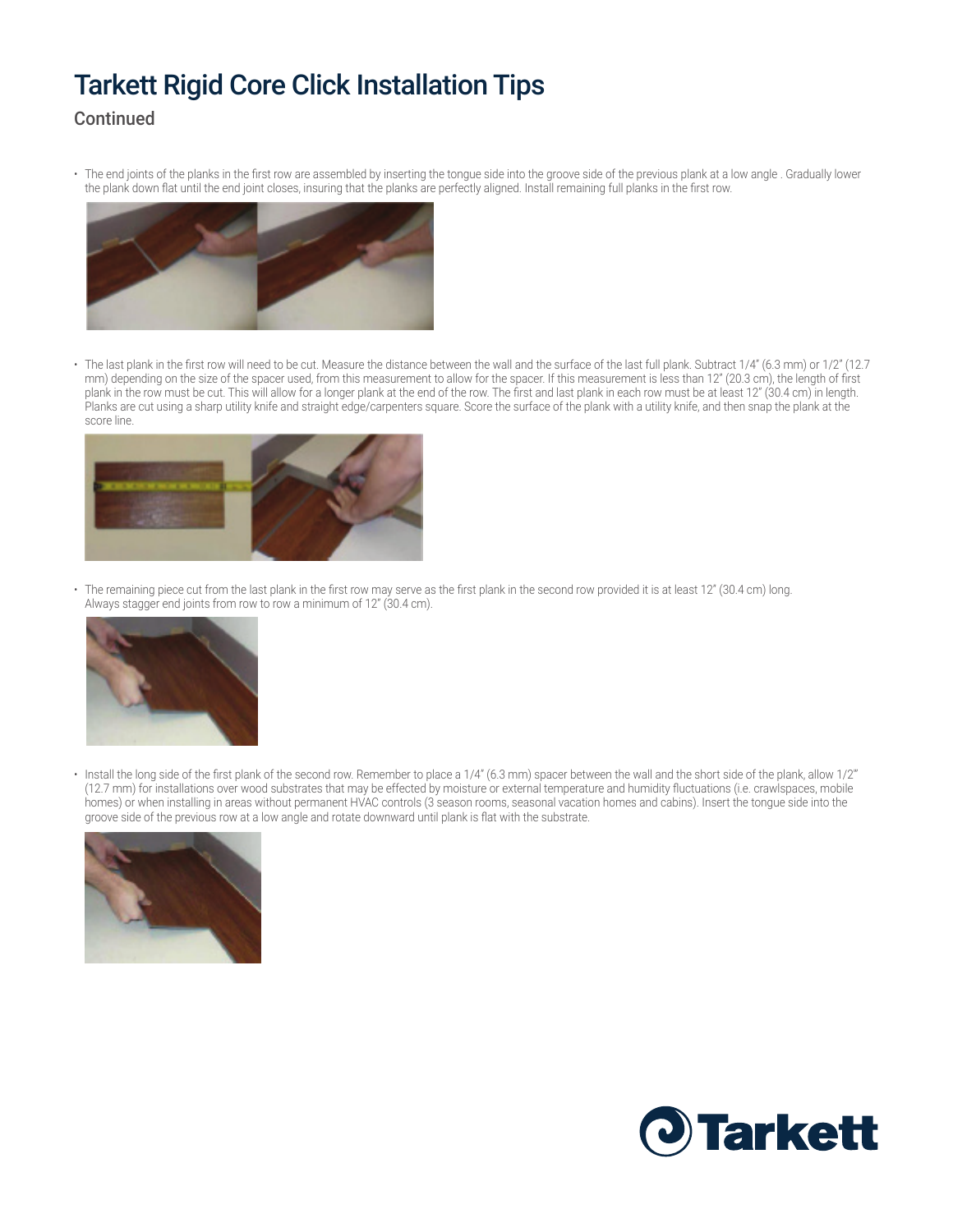# Tarkett Rigid Core Click Installation Tips

## Continued

- The end joints of the planks in the first row are assembled by inserting the tongue side into the groove side of the previous plank at a low angle . Gradually lower the plank down flat until the end joint closes, insuring that the planks are perfectly aligned. Install remaining full planks in the first row.

- The last plank in the first row will need to be cut. Measure the distance between the wall and the surface of the last full plank. Subtract 1/4" (6.3 mm) or 1/2" (12.7 mm) depending on the size of the spacer used, from this measurement to allow for the spacer. If this measurement is less than 12" (20.3 cm), the length of first plank in the row must be cut. This will allow for a longer plank at the end of the row. The first and last plank in each row must be at least 12" (30.4 cm) in length. Planks are cut using a sharp utility knife and straight edge/carpenters square. Score the surface of the plank with a utility knife, and then snap the plank at the score line.

- The remaining piece cut from the last plank in the first row may serve as the first plank in the second row provided it is at least 12" (30.4 cm) long. Always stagger end joints from row to row a minimum of 12" (30.4 cm).

- Install the long side of the first plank of the second row. Remember to place a 1/4" (6.3 mm) spacer between the wall and the short side of the plank, allow 1/2"' (12.7 mm) for installations over wood substrates that may be effected by moisture or external temperature and humidity fluctuations (i.e. crawlspaces, mobile homes) or when installing in areas without permanent HVAC controls (3 season rooms, seasonal vacation homes and cabins). Insert the tongue side into the groove side of the previous row at a low angle and rotate downward until plank is flat with the substrate.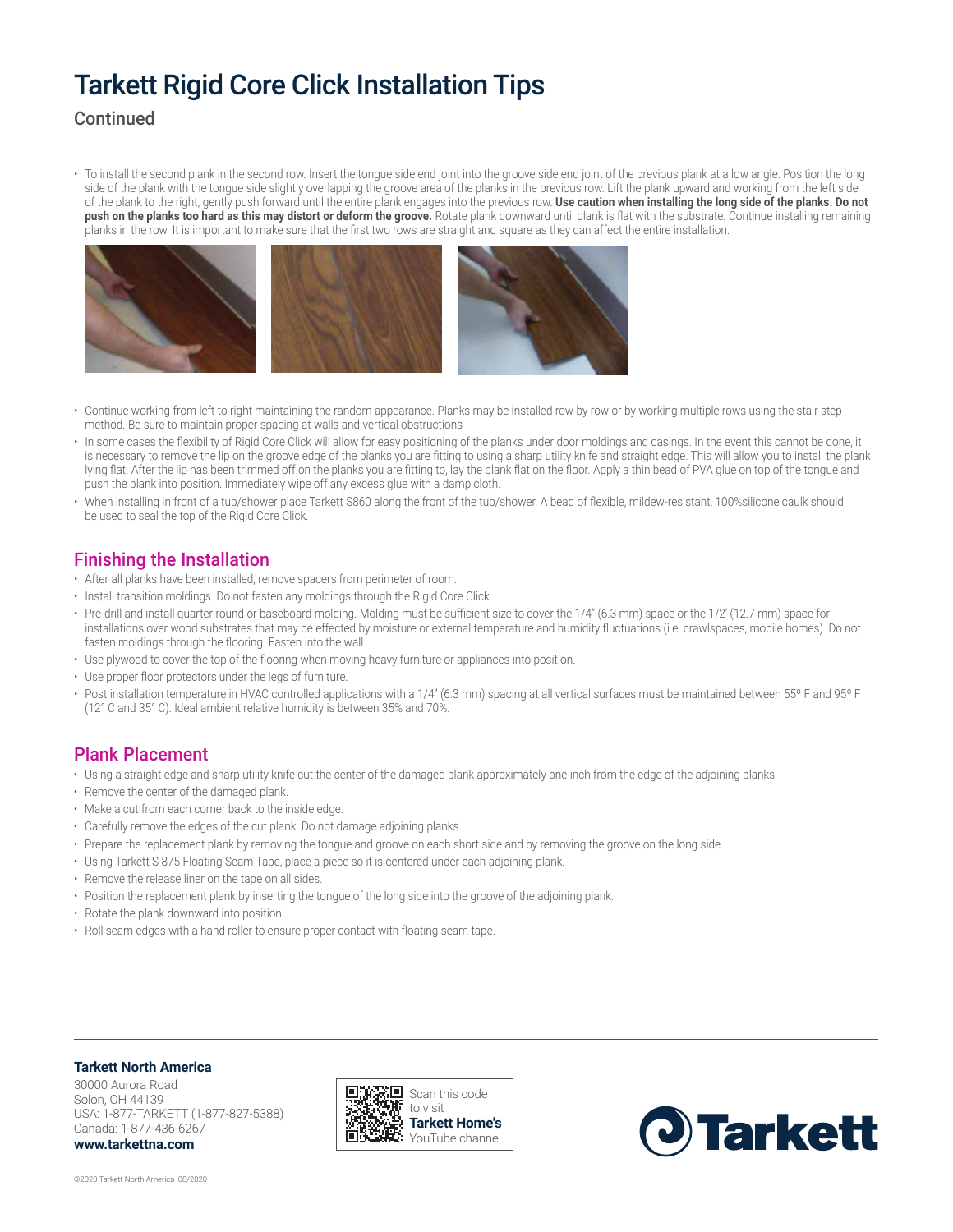# Tarkett Rigid Core Click Installation Tips

Continued

- To install the second plank in the second row. Insert the tongue side end joint into the groove side end joint of the previous plank at a low angle. Position the long side of the plank with the tongue side slightly overlapping the groove area of the planks in the previous row. Lift the plank upward and working from the left side of the plank to the right, gently push forward until the entire plank engages into the previous row. **Use caution when installing the long side of the planks. Do not push on the planks too hard as this may distort or deform the groove.** Rotate plank downward until plank is flat with the substrate. Continue installing remaining planks in the row. It is important to make sure that the first two rows are straight and square as they can affect the entire installation.

- Continue working from left to right maintaining the random appearance. Planks may be installed row by row or by working multiple rows using the stair step method. Be sure to maintain proper spacing at walls and vertical obstructions
- In some cases the flexibility of Rigid Core Click will allow for easy positioning of the planks under door moldings and casings. In the event this cannot be done, it is necessary to remove the lip on the groove edge of the planks you are fitting to using a sharp utility knife and straight edge. This will allow you to install the plank lying flat. After the lip has been trimmed off on the planks you are fitting to, lay the plank flat on the floor. Apply a thin bead of PVA glue on top of the tongue and push the plank into position. Immediately wipe off any excess glue with a damp cloth.
- When installing in front of a tub/shower place Tarkett S860 along the front of the tub/shower. A bead of flexible, mildew-resistant, 100%silicone caulk should be used to seal the top of the Rigid Core Click.

## Finishing the Installation

- After all planks have been installed, remove spacers from perimeter of room.
- Install transition moldings. Do not fasten any moldings through the Rigid Core Click.
- Pre-drill and install quarter round or baseboard molding. Molding must be sufficient size to cover the 1/4" (6.3 mm) space or the 1/2' (12.7 mm) space for installations over wood substrates that may be effected by moisture or external temperature and humidity fluctuations (i.e. crawlspaces, mobile homes). Do not fasten moldings through the flooring. Fasten into the wall.
- Use plywood to cover the top of the flooring when moving heavy furniture or appliances into position.
- Use proper floor protectors under the legs of furniture.
- Post installation temperature in HVAC controlled applications with a 1/4" (6.3 mm) spacing at all vertical surfaces must be maintained between 55º F and 95º F (12° C and 35° C). Ideal ambient relative humidity is between 35% and 70%.

## Plank Placement

- Using a straight edge and sharp utility knife cut the center of the damaged plank approximately one inch from the edge of the adjoining planks.
- Remove the center of the damaged plank.
- Make a cut from each corner back to the inside edge.
- Carefully remove the edges of the cut plank. Do not damage adjoining planks.
- Prepare the replacement plank by removing the tongue and groove on each short side and by removing the groove on the long side.
- Using Tarkett S 875 Floating Seam Tape, place a piece so it is centered under each adjoining plank.
- Remove the release liner on the tape on all sides.
- Position the replacement plank by inserting the tongue of the long side into the groove of the adjoining plank.
- Rotate the plank downward into position.
- Roll seam edges with a hand roller to ensure proper contact with floating seam tape.

**Tarkett North America**
30000 Aurora Road
Solon, OH 44139
USA: 1-877-TARKETT (1-877-827-5388)
Canada: 1-877-436-6267
**www.tarkettna.com**

Scan this code to visit **Tarkett Home's** YouTube channel.

Tarkett

©2020 Tarkett North America 08/2020